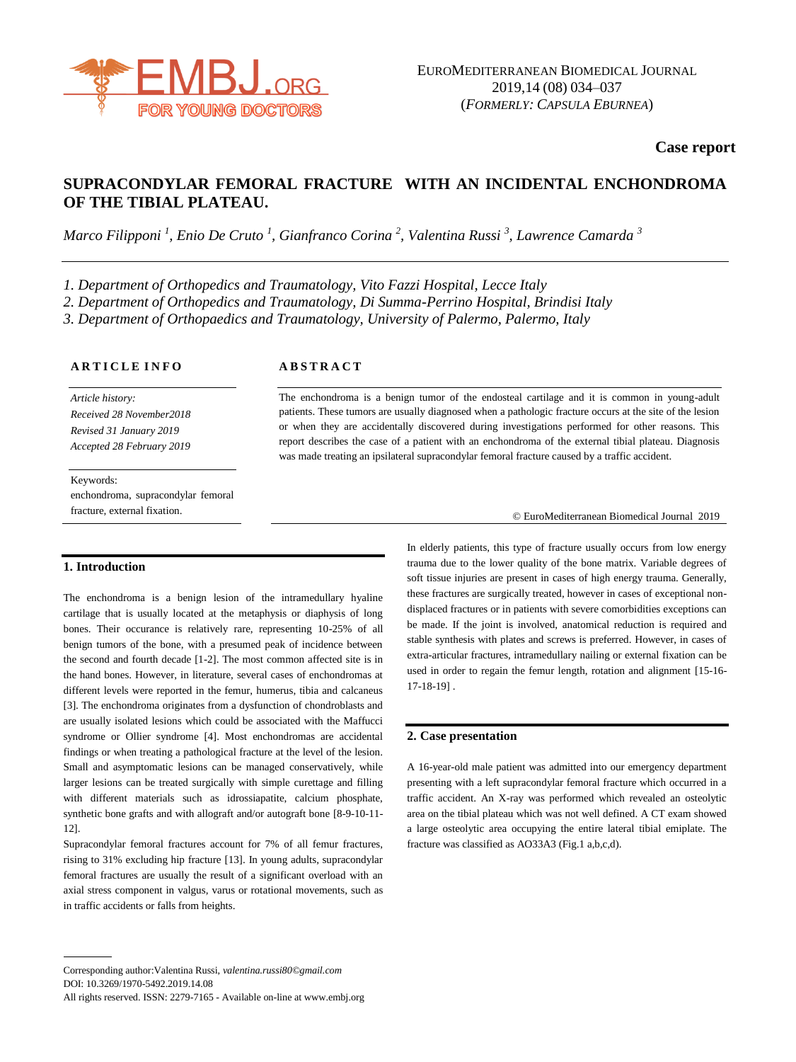Case report

# SUPRACONDYLAR FEMORAL FRACTURE WITH AN INCIDENTAL ENCHONDROMA OF THE TIBIAL PLATEAU.

*Marco Filipponi [1], Enio De Cruto [1], Gianfranco Corina [2], Valentina Russi [3], Lawrence Camarda [3]*

*1. Department of Orthopedics and Traumatology, Vito Fazzi Hospital, Lecce Italy*
*2. Department of Orthopedics and Traumatology, Di Summa-Perrino Hospital, Brindisi Italy*
*3. Department of Orthopaedics and Traumatology, University of Palermo, Palermo, Italy*

**ARTICLE INFO**

*Article history:*
*Received 28 November2018*
*Revised 31 January 2019*
*Accepted 28 February 2019*

Keywords:
enchondroma, supracondylar femoral fracture, external fixation.

**ABSTRACT**

The enchondroma is a benign tumor of the endosteal cartilage and it is common in young-adult patients. These tumors are usually diagnosed when a pathologic fracture occurs at the site of the lesion or when they are accidentally discovered during investigations performed for other reasons. This report describes the case of a patient with an enchondroma of the external tibial plateau. Diagnosis was made treating an ipsilateral supracondylar femoral fracture caused by a traffic accident.

© EuroMediterranean Biomedical Journal 2019

## 1. Introduction

The enchondroma is a benign lesion of the intramedullary hyaline cartilage that is usually located at the metaphysis or diaphysis of long bones. Their occurance is relatively rare, representing 10-25% of all benign tumors of the bone, with a presumed peak of incidence between the second and fourth decade [1-2]. The most common affected site is in the hand bones. However, in literature, several cases of enchondromas at different levels were reported in the femur, humerus, tibia and calcaneus [3]. The enchondroma originates from a dysfunction of chondroblasts and are usually isolated lesions which could be associated with the Maffucci syndrome or Ollier syndrome [4]. Most enchondromas are accidental findings or when treating a pathological fracture at the level of the lesion. Small and asymptomatic lesions can be managed conservatively, while larger lesions can be treated surgically with simple curettage and filling with different materials such as idrossiapatite, calcium phosphate, synthetic bone grafts and with allograft and/or autograft bone [8-9-10-11-12].

Supracondylar femoral fractures account for 7% of all femur fractures, rising to 31% excluding hip fracture [13]. In young adults, supracondylar femoral fractures are usually the result of a significant overload with an axial stress component in valgus, varus or rotational movements, such as in traffic accidents or falls from heights.

In elderly patients, this type of fracture usually occurs from low energy trauma due to the lower quality of the bone matrix. Variable degrees of soft tissue injuries are present in cases of high energy trauma. Generally, these fractures are surgically treated, however in cases of exceptional non-displaced fractures or in patients with severe comorbidities exceptions can be made. If the joint is involved, anatomical reduction is required and stable synthesis with plates and screws is preferred. However, in cases of extra-articular fractures, intramedullary nailing or external fixation can be used in order to regain the femur length, rotation and alignment [15-16-17-18-19] .

## 2. Case presentation

A 16-year-old male patient was admitted into our emergency department presenting with a left supracondylar femoral fracture which occurred in a traffic accident. An X-ray was performed which revealed an osteolytic area on the tibial plateau which was not well defined. A CT exam showed a large osteolytic area occupying the entire lateral tibial emiplate. The fracture was classified as AO33A3 (Fig.1 a,b,c,d).

Corresponding author:Valentina Russi, *valentina.russi80©gmail.com*
DOI: 10.3269/1970-5492.2019.14.08
All rights reserved. ISSN: 2279-7165 - Available on-line at www.embj.org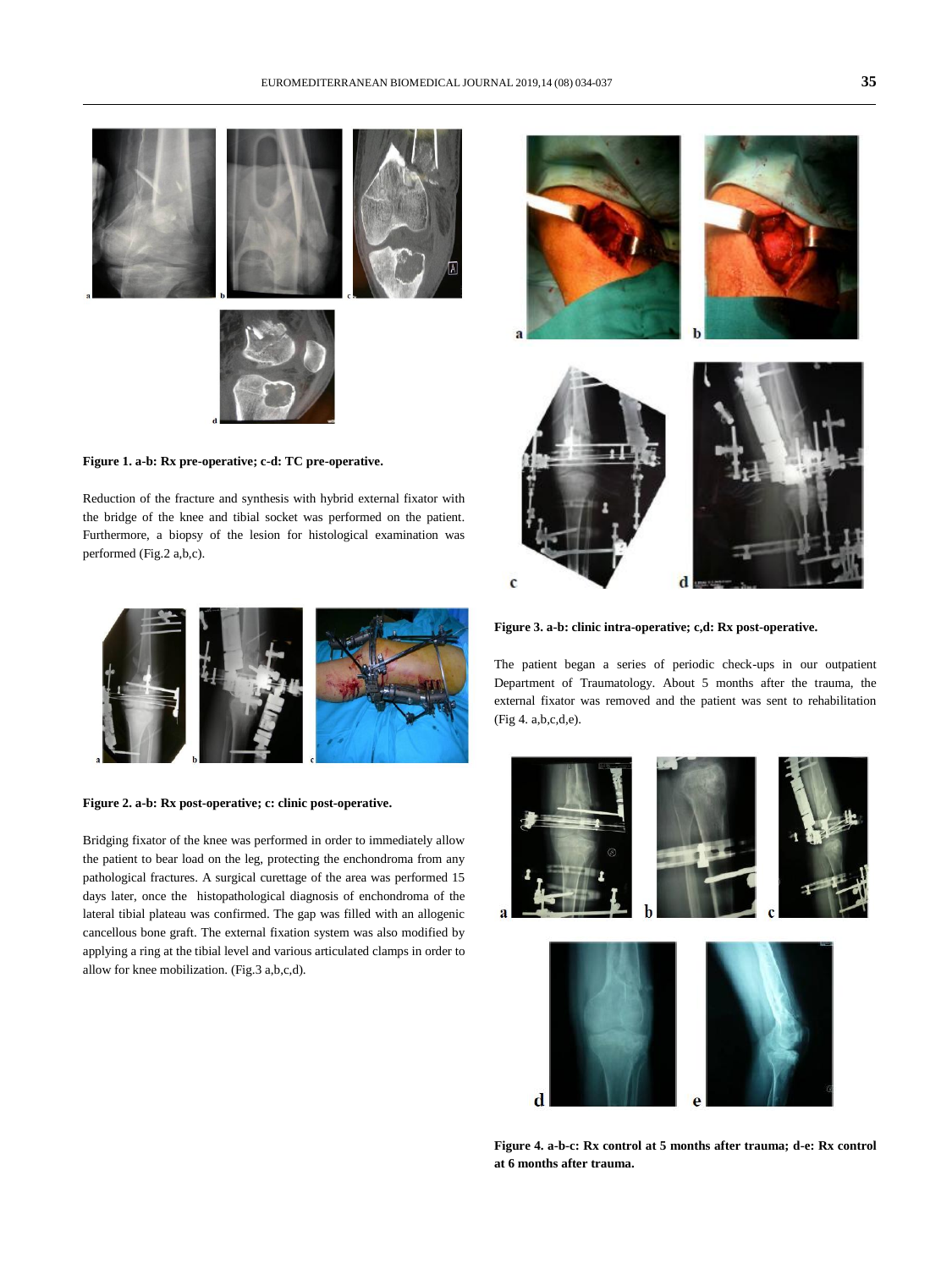**Figure 1. a-b: Rx pre-operative; c-d: TC pre-operative.**

Reduction of the fracture and synthesis with hybrid external fixator with the bridge of the knee and tibial socket was performed on the patient. Furthermore, a biopsy of the lesion for histological examination was performed (Fig.2 a,b,c).

**Figure 2. a-b: Rx post-operative; c: clinic post-operative.**

Bridging fixator of the knee was performed in order to immediately allow the patient to bear load on the leg, protecting the enchondroma from any pathological fractures. A surgical curettage of the area was performed 15 days later, once the histopathological diagnosis of enchondroma of the lateral tibial plateau was confirmed. The gap was filled with an allogenic cancellous bone graft. The external fixation system was also modified by applying a ring at the tibial level and various articulated clamps in order to allow for knee mobilization. (Fig.3 a,b,c,d).

**Figure 3. a-b: clinic intra-operative; c,d: Rx post-operative.**

The patient began a series of periodic check-ups in our outpatient Department of Traumatology. About 5 months after the trauma, the external fixator was removed and the patient was sent to rehabilitation (Fig 4. a,b,c,d,e).

**Figure 4. a-b-c: Rx control at 5 months after trauma; d-e: Rx control at 6 months after trauma.**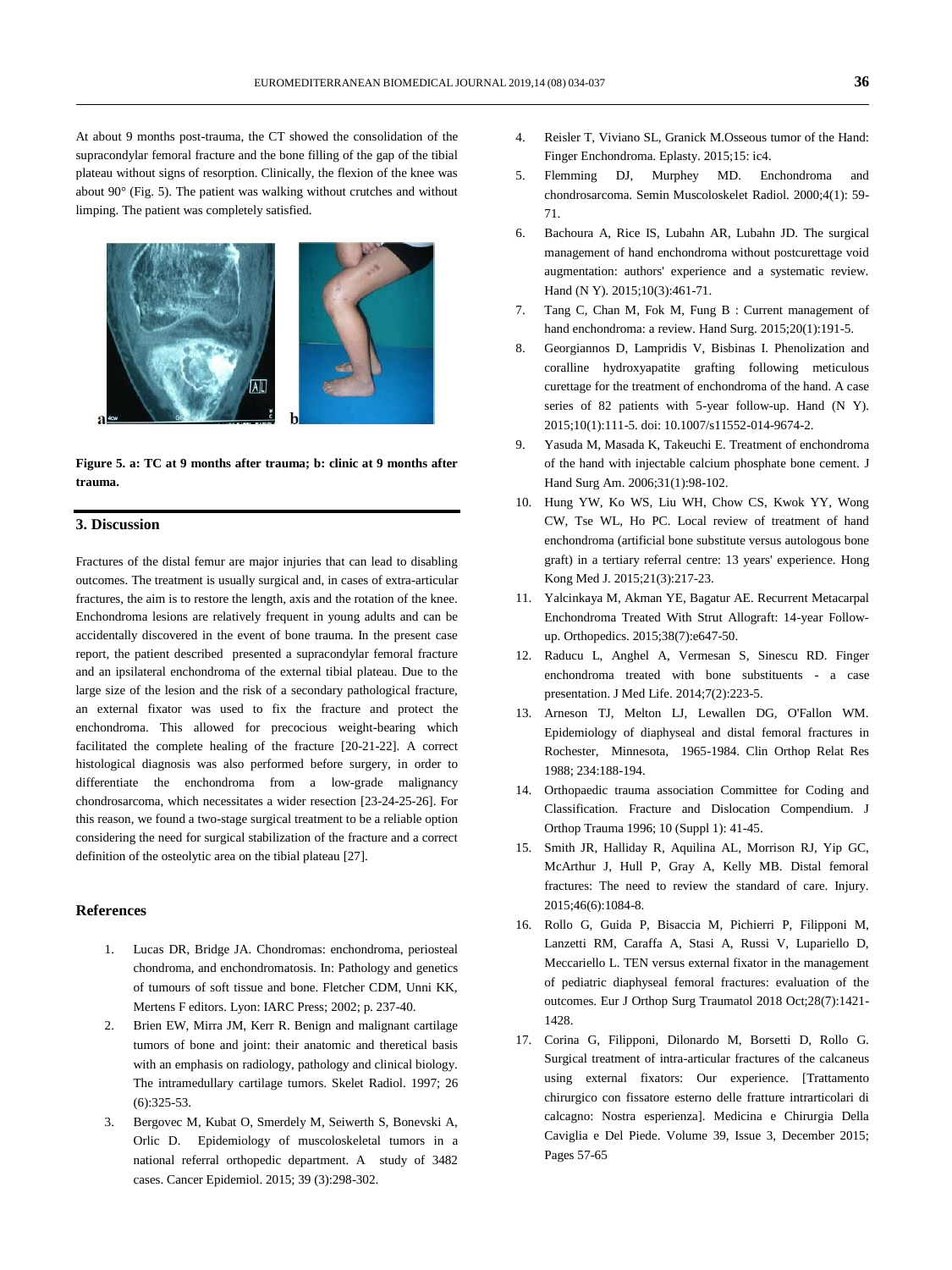At about 9 months post-trauma, the CT showed the consolidation of the supracondylar femoral fracture and the bone filling of the gap of the tibial plateau without signs of resorption. Clinically, the flexion of the knee was about 90° (Fig. 5). The patient was walking without crutches and without limping. The patient was completely satisfied.

**Figure 5. a: TC at 9 months after trauma; b: clinic at 9 months after trauma.**

## 3. Discussion

Fractures of the distal femur are major injuries that can lead to disabling outcomes. The treatment is usually surgical and, in cases of extra-articular fractures, the aim is to restore the length, axis and the rotation of the knee. Enchondroma lesions are relatively frequent in young adults and can be accidentally discovered in the event of bone trauma. In the present case report, the patient described presented a supracondylar femoral fracture and an ipsilateral enchondroma of the external tibial plateau. Due to the large size of the lesion and the risk of a secondary pathological fracture, an external fixator was used to fix the fracture and protect the enchondroma. This allowed for precocious weight-bearing which facilitated the complete healing of the fracture [20-21-22]. A correct histological diagnosis was also performed before surgery, in order to differentiate the enchondroma from a low-grade malignancy chondrosarcoma, which necessitates a wider resection [23-24-25-26]. For this reason, we found a two-stage surgical treatment to be a reliable option considering the need for surgical stabilization of the fracture and a correct definition of the osteolytic area on the tibial plateau [27].

## References

1. Lucas DR, Bridge JA. Chondromas: enchondroma, periosteal chondroma, and enchondromatosis. In: Pathology and genetics of tumours of soft tissue and bone. Fletcher CDM, Unni KK, Mertens F editors. Lyon: IARC Press; 2002; p. 237-40.
2. Brien EW, Mirra JM, Kerr R. Benign and malignant cartilage tumors of bone and joint: their anatomic and theretical basis with an emphasis on radiology, pathology and clinical biology. The intramedullary cartilage tumors. Skelet Radiol. 1997; 26 (6):325-53.
3. Bergovec M, Kubat O, Smerdely M, Seiwerth S, Bonevski A, Orlic D. Epidemiology of muscoloskeletal tumors in a national referral orthopedic department. A study of 3482 cases. Cancer Epidemiol. 2015; 39 (3):298-302.
4. Reisler T, Viviano SL, Granick M.Osseous tumor of the Hand: Finger Enchondroma. Eplasty. 2015;15: ic4.
5. Flemming DJ, Murphey MD. Enchondroma and chondrosarcoma. Semin Muscoloskelet Radiol. 2000;4(1): 59-71.
6. Bachoura A, Rice IS, Lubahn AR, Lubahn JD. The surgical management of hand enchondroma without postcurettage void augmentation: authors' experience and a systematic review. Hand (N Y). 2015;10(3):461-71.
7. Tang C, Chan M, Fok M, Fung B : Current management of hand enchondroma: a review. Hand Surg. 2015;20(1):191-5.
8. Georgiannos D, Lampridis V, Bisbinas I. Phenolization and coralline hydroxyapatite grafting following meticulous curettage for the treatment of enchondroma of the hand. A case series of 82 patients with 5-year follow-up. Hand (N Y). 2015;10(1):111-5. doi: 10.1007/s11552-014-9674-2.
9. Yasuda M, Masada K, Takeuchi E. Treatment of enchondroma of the hand with injectable calcium phosphate bone cement. J Hand Surg Am. 2006;31(1):98-102.
10. Hung YW, Ko WS, Liu WH, Chow CS, Kwok YY, Wong CW, Tse WL, Ho PC. Local review of treatment of hand enchondroma (artificial bone substitute versus autologous bone graft) in a tertiary referral centre: 13 years' experience. Hong Kong Med J. 2015;21(3):217-23.
11. Yalcinkaya M, Akman YE, Bagatur AE. Recurrent Metacarpal Enchondroma Treated With Strut Allograft: 14-year Follow-up. Orthopedics. 2015;38(7):e647-50.
12. Raducu L, Anghel A, Vermesan S, Sinescu RD. Finger enchondroma treated with bone substituents - a case presentation. J Med Life. 2014;7(2):223-5.
13. Arneson TJ, Melton LJ, Lewallen DG, O'Fallon WM. Epidemiology of diaphyseal and distal femoral fractures in Rochester, Minnesota, 1965-1984. Clin Orthop Relat Res 1988; 234:188-194.
14. Orthopaedic trauma association Committee for Coding and Classification. Fracture and Dislocation Compendium. J Orthop Trauma 1996; 10 (Suppl 1): 41-45.
15. Smith JR, Halliday R, Aquilina AL, Morrison RJ, Yip GC, McArthur J, Hull P, Gray A, Kelly MB. Distal femoral fractures: The need to review the standard of care. Injury. 2015;46(6):1084-8.
16. Rollo G, Guida P, Bisaccia M, Pichierri P, Filipponi M, Lanzetti RM, Caraffa A, Stasi A, Russi V, Lupariello D, Meccariello L. TEN versus external fixator in the management of pediatric diaphyseal femoral fractures: evaluation of the outcomes. Eur J Orthop Surg Traumatol 2018 Oct;28(7):1421-1428.
17. Corina G, Filipponi, Dilonardo M, Borsetti D, Rollo G. Surgical treatment of intra-articular fractures of the calcaneus using external fixators: Our experience. [Trattamento chirurgico con fissatore esterno delle fratture intrarticolari di calcagno: Nostra esperienza]. Medicina e Chirurgia Della Caviglia e Del Piede. Volume 39, Issue 3, December 2015; Pages 57-65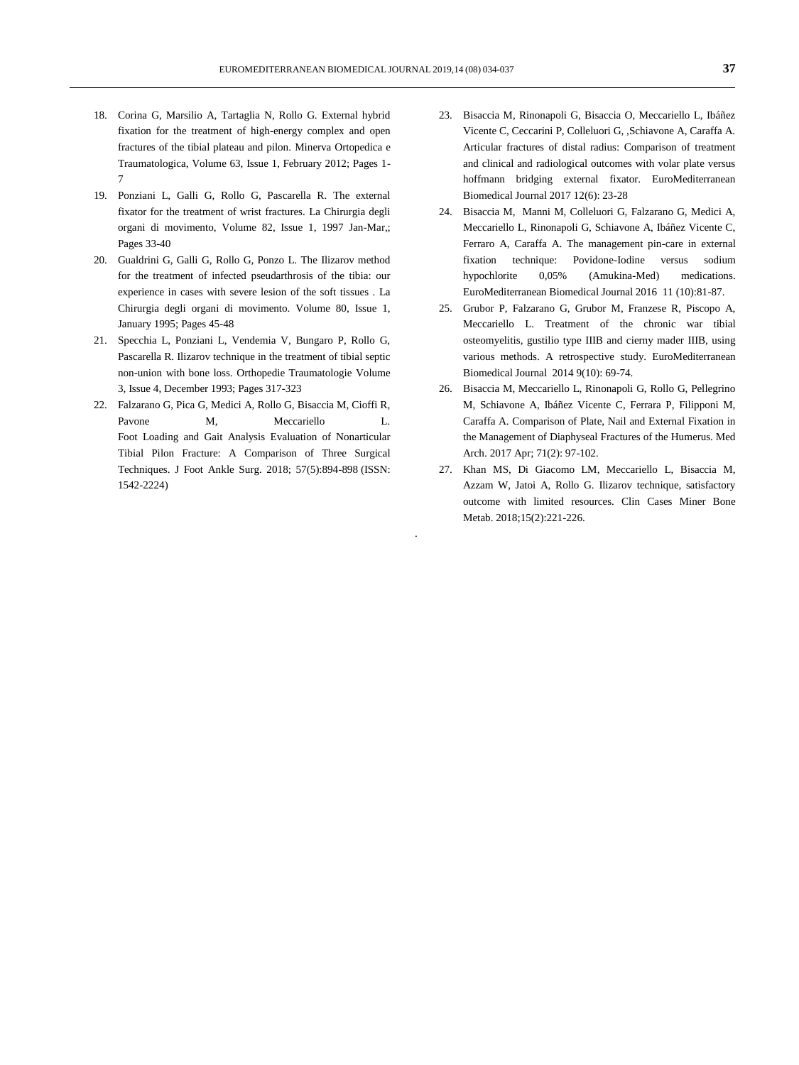18. Corina G, Marsilio A, Tartaglia N, Rollo G. External hybrid fixation for the treatment of high-energy complex and open fractures of the tibial plateau and pilon. Minerva Ortopedica e Traumatologica, Volume 63, Issue 1, February 2012; Pages 1-7
19. Ponziani L, Galli G, Rollo G, Pascarella R. The external fixator for the treatment of wrist fractures. La Chirurgia degli organi di movimento, Volume 82, Issue 1, 1997 Jan-Mar,; Pages 33-40
20. Gualdrini G, Galli G, Rollo G, Ponzo L. The Ilizarov method for the treatment of infected pseudarthrosis of the tibia: our experience in cases with severe lesion of the soft tissues . La Chirurgia degli organi di movimento. Volume 80, Issue 1, January 1995; Pages 45-48
21. Specchia L, Ponziani L, Vendemia V, Bungaro P, Rollo G, Pascarella R. Ilizarov technique in the treatment of tibial septic non-union with bone loss. Orthopedie Traumatologie Volume 3, Issue 4, December 1993; Pages 317-323
22. Falzarano G, Pica G, Medici A, Rollo G, Bisaccia M, Cioffi R, Pavone M, Meccariello L. Foot Loading and Gait Analysis Evaluation of Nonarticular Tibial Pilon Fracture: A Comparison of Three Surgical Techniques. J Foot Ankle Surg. 2018; 57(5):894-898 (ISSN: 1542-2224)
23. Bisaccia M, Rinonapoli G, Bisaccia O, Meccariello L, Ibáñez Vicente C, Ceccarini P, Colleluori G, ,Schiavone A, Caraffa A. Articular fractures of distal radius: Comparison of treatment and clinical and radiological outcomes with volar plate versus hoffmann bridging external fixator. EuroMediterranean Biomedical Journal 2017 12(6): 23-28
24. Bisaccia M, Manni M, Colleluori G, Falzarano G, Medici A, Meccariello L, Rinonapoli G, Schiavone A, Ibáñez Vicente C, Ferraro A, Caraffa A. The management pin-care in external fixation technique: Povidone-Iodine versus sodium hypochlorite 0,05% (Amukina-Med) medications. EuroMediterranean Biomedical Journal 2016 11 (10):81-87.
25. Grubor P, Falzarano G, Grubor M, Franzese R, Piscopo A, Meccariello L. Treatment of the chronic war tibial osteomyelitis, gustilio type IIIB and cierny mader IIIB, using various methods. A retrospective study. EuroMediterranean Biomedical Journal 2014 9(10): 69-74.
26. Bisaccia M, Meccariello L, Rinonapoli G, Rollo G, Pellegrino M, Schiavone A, Ibáñez Vicente C, Ferrara P, Filipponi M, Caraffa A. Comparison of Plate, Nail and External Fixation in the Management of Diaphyseal Fractures of the Humerus. Med Arch. 2017 Apr; 71(2): 97-102.
27. Khan MS, Di Giacomo LM, Meccariello L, Bisaccia M, Azzam W, Jatoi A, Rollo G. Ilizarov technique, satisfactory outcome with limited resources. Clin Cases Miner Bone Metab. 2018;15(2):221-226.